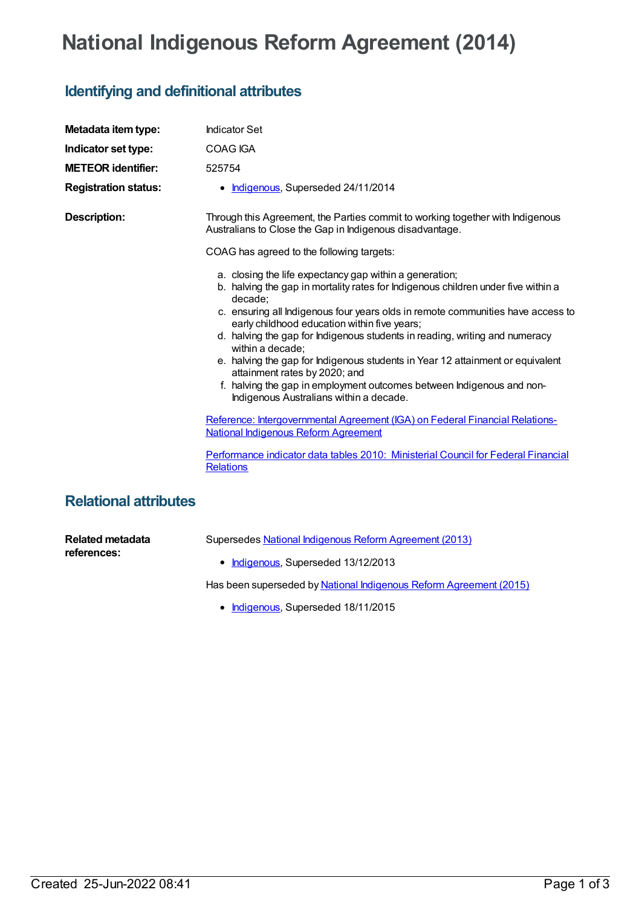# National Indigenous Reform Agreement (2014)

## Identifying and definitional attributes

**Metadata item type:** Indicator Set

**Indicator set type:** COAG IGA

**METEOR identifier:** 525754

**Registration status:**
- Indigenous, Superseded 24/11/2014

**Description:**

Through this Agreement, the Parties commit to working together with Indigenous Australians to Close the Gap in Indigenous disadvantage.

COAG has agreed to the following targets:

a. closing the life expectancy gap within a generation;
b. halving the gap in mortality rates for Indigenous children under five within a decade;
c. ensuring all Indigenous four years olds in remote communities have access to early childhood education within five years;
d. halving the gap for Indigenous students in reading, writing and numeracy within a decade;
e. halving the gap for Indigenous students in Year 12 attainment or equivalent attainment rates by 2020; and
f. halving the gap in employment outcomes between Indigenous and non-Indigenous Australians within a decade.

Reference: Intergovernmental Agreement (IGA) on Federal Financial Relations-National Indigenous Reform Agreement

Performance indicator data tables 2010: Ministerial Council for Federal Financial Relations

## Relational attributes

**Related metadata references:**

Supersedes National Indigenous Reform Agreement (2013)

- Indigenous, Superseded 13/12/2013

Has been superseded by National Indigenous Reform Agreement (2015)

- Indigenous, Superseded 18/11/2015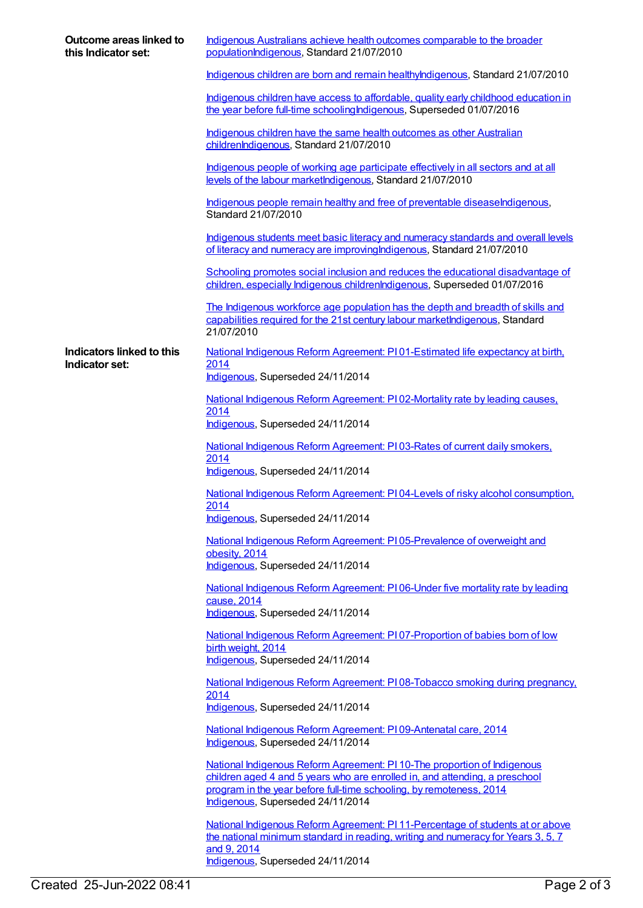**Outcome areas linked to this Indicator set:**

Indigenous Australians achieve health outcomes comparable to the broader populationIndigenous, Standard 21/07/2010

Indigenous children are born and remain healthyIndigenous, Standard 21/07/2010

Indigenous children have access to affordable, quality early childhood education in the year before full-time schoolingIndigenous, Superseded 01/07/2016

Indigenous children have the same health outcomes as other Australian childrenIndigenous, Standard 21/07/2010

Indigenous people of working age participate effectively in all sectors and at all levels of the labour marketIndigenous, Standard 21/07/2010

Indigenous people remain healthy and free of preventable diseaseIndigenous, Standard 21/07/2010

Indigenous students meet basic literacy and numeracy standards and overall levels of literacy and numeracy are improvingIndigenous, Standard 21/07/2010

Schooling promotes social inclusion and reduces the educational disadvantage of children, especially Indigenous childrenIndigenous, Superseded 01/07/2016

The Indigenous workforce age population has the depth and breadth of skills and capabilities required for the 21st century labour marketIndigenous, Standard 21/07/2010

**Indicators linked to this Indicator set:**

National Indigenous Reform Agreement: PI 01-Estimated life expectancy at birth, 2014
Indigenous, Superseded 24/11/2014

National Indigenous Reform Agreement: PI 02-Mortality rate by leading causes, 2014
Indigenous, Superseded 24/11/2014

National Indigenous Reform Agreement: PI 03-Rates of current daily smokers, 2014
Indigenous, Superseded 24/11/2014

National Indigenous Reform Agreement: PI 04-Levels of risky alcohol consumption, 2014
Indigenous, Superseded 24/11/2014

National Indigenous Reform Agreement: PI 05-Prevalence of overweight and obesity, 2014
Indigenous, Superseded 24/11/2014

National Indigenous Reform Agreement: PI 06-Under five mortality rate by leading cause, 2014
Indigenous, Superseded 24/11/2014

National Indigenous Reform Agreement: PI 07-Proportion of babies born of low birth weight, 2014
Indigenous, Superseded 24/11/2014

National Indigenous Reform Agreement: PI 08-Tobacco smoking during pregnancy, 2014
Indigenous, Superseded 24/11/2014

National Indigenous Reform Agreement: PI 09-Antenatal care, 2014
Indigenous, Superseded 24/11/2014

National Indigenous Reform Agreement: PI 10-The proportion of Indigenous children aged 4 and 5 years who are enrolled in, and attending, a preschool program in the year before full-time schooling, by remoteness, 2014
Indigenous, Superseded 24/11/2014

National Indigenous Reform Agreement: PI 11-Percentage of students at or above the national minimum standard in reading, writing and numeracy for Years 3, 5, 7 and 9, 2014
Indigenous, Superseded 24/11/2014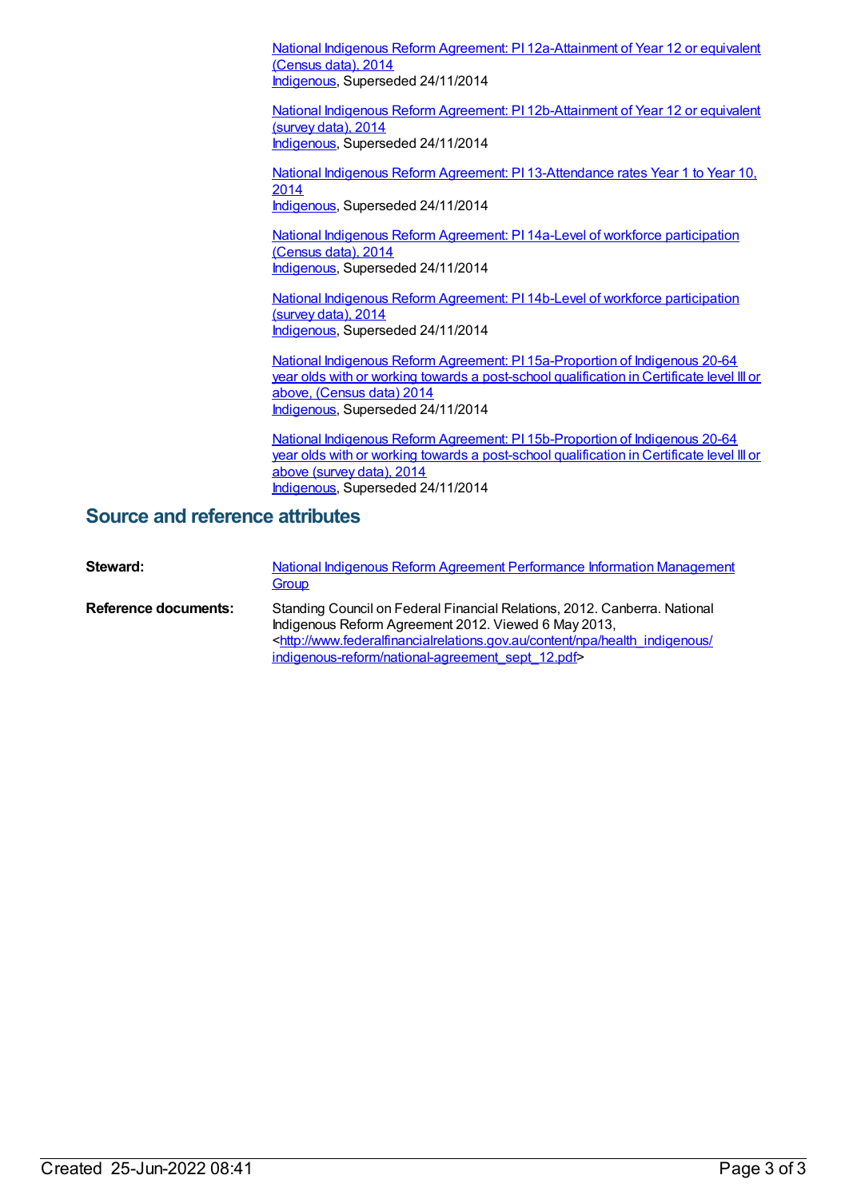[National Indigenous Reform Agreement: PI 12a-Attainment of Year 12 or equivalent (Census data), 2014](http://)
Indigenous, Superseded 24/11/2014

National Indigenous Reform Agreement: PI 12b-Attainment of Year 12 or equivalent (survey data), 2014
Indigenous, Superseded 24/11/2014

National Indigenous Reform Agreement: PI 13-Attendance rates Year 1 to Year 10, 2014
Indigenous, Superseded 24/11/2014

National Indigenous Reform Agreement: PI 14a-Level of workforce participation (Census data), 2014
Indigenous, Superseded 24/11/2014

National Indigenous Reform Agreement: PI 14b-Level of workforce participation (survey data), 2014
Indigenous, Superseded 24/11/2014

National Indigenous Reform Agreement: PI 15a-Proportion of Indigenous 20-64 year olds with or working towards a post-school qualification in Certificate level III or above, (Census data) 2014
Indigenous, Superseded 24/11/2014

National Indigenous Reform Agreement: PI 15b-Proportion of Indigenous 20-64 year olds with or working towards a post-school qualification in Certificate level III or above (survey data), 2014
Indigenous, Superseded 24/11/2014

## Source and reference attributes

**Steward:** National Indigenous Reform Agreement Performance Information Management Group

**Reference documents:** Standing Council on Federal Financial Relations, 2012. Canberra. National Indigenous Reform Agreement 2012. Viewed 6 May 2013, <http://www.federalfinancialrelations.gov.au/content/npa/health_indigenous/indigenous-reform/national-agreement_sept_12.pdf>